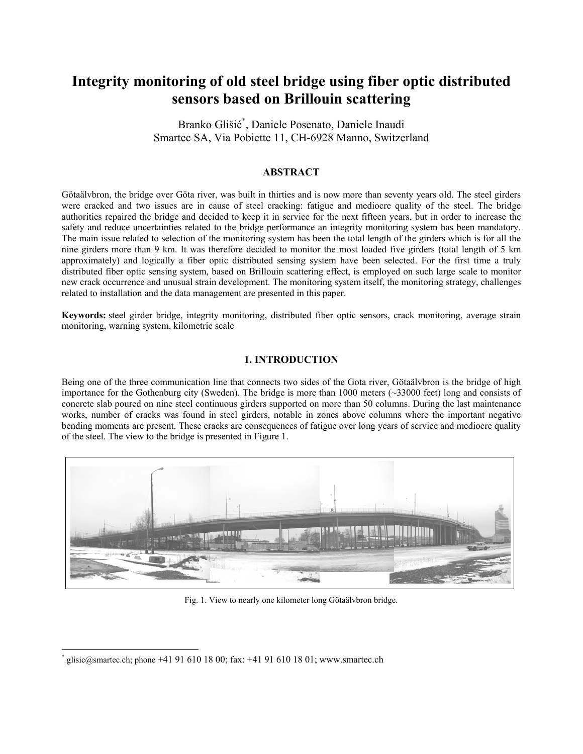# Integrity monitoring of old steel bridge using fiber optic distributed sensors based on Brillouin scattering

Branko Glišić*, Daniele Posenato, Daniele Inaudi
Smartec SA, Via Pobiette 11, CH-6928 Manno, Switzerland

## ABSTRACT

Götaälvbron, the bridge over Göta river, was built in thirties and is now more than seventy years old. The steel girders were cracked and two issues are in cause of steel cracking: fatigue and mediocre quality of the steel. The bridge authorities repaired the bridge and decided to keep it in service for the next fifteen years, but in order to increase the safety and reduce uncertainties related to the bridge performance an integrity monitoring system has been mandatory. The main issue related to selection of the monitoring system has been the total length of the girders which is for all the nine girders more than 9 km. It was therefore decided to monitor the most loaded five girders (total length of 5 km approximately) and logically a fiber optic distributed sensing system have been selected. For the first time a truly distributed fiber optic sensing system, based on Brillouin scattering effect, is employed on such large scale to monitor new crack occurrence and unusual strain development. The monitoring system itself, the monitoring strategy, challenges related to installation and the data management are presented in this paper.

**Keywords:** steel girder bridge, integrity monitoring, distributed fiber optic sensors, crack monitoring, average strain monitoring, warning system, kilometric scale

## 1. INTRODUCTION

Being one of the three communication line that connects two sides of the Gota river, Götaälvbron is the bridge of high importance for the Gothenburg city (Sweden). The bridge is more than 1000 meters (~33000 feet) long and consists of concrete slab poured on nine steel continuous girders supported on more than 50 columns. During the last maintenance works, number of cracks was found in steel girders, notable in zones above columns where the important negative bending moments are present. These cracks are consequences of fatigue over long years of service and mediocre quality of the steel. The view to the bridge is presented in Figure 1.

Fig. 1. View to nearly one kilometer long Götaälvbron bridge.

* glisic@smartec.ch; phone +41 91 610 18 00; fax: +41 91 610 18 01; www.smartec.ch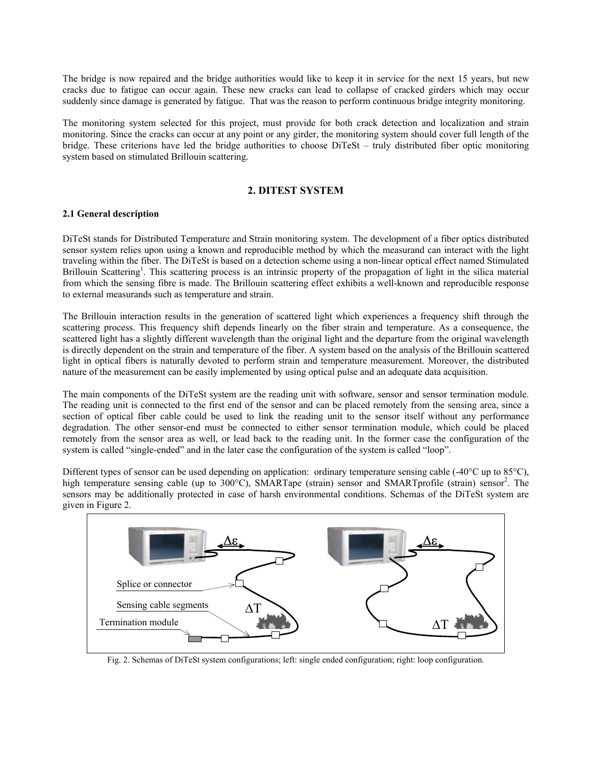The bridge is now repaired and the bridge authorities would like to keep it in service for the next 15 years, but new cracks due to fatigue can occur again. These new cracks can lead to collapse of cracked girders which may occur suddenly since damage is generated by fatigue. That was the reason to perform continuous bridge integrity monitoring.

The monitoring system selected for this project, must provide for both crack detection and localization and strain monitoring. Since the cracks can occur at any point or any girder, the monitoring system should cover full length of the bridge. These criterions have led the bridge authorities to choose DiTeSt – truly distributed fiber optic monitoring system based on stimulated Brillouin scattering.

## 2. DITEST SYSTEM

### 2.1 General description

DiTeSt stands for Distributed Temperature and Strain monitoring system. The development of a fiber optics distributed sensor system relies upon using a known and reproducible method by which the measurand can interact with the light traveling within the fiber. The DiTeSt is based on a detection scheme using a non-linear optical effect named Stimulated Brillouin Scattering[1]. This scattering process is an intrinsic property of the propagation of light in the silica material from which the sensing fibre is made. The Brillouin scattering effect exhibits a well-known and reproducible response to external measurands such as temperature and strain.

The Brillouin interaction results in the generation of scattered light which experiences a frequency shift through the scattering process. This frequency shift depends linearly on the fiber strain and temperature. As a consequence, the scattered light has a slightly different wavelength than the original light and the departure from the original wavelength is directly dependent on the strain and temperature of the fiber. A system based on the analysis of the Brillouin scattered light in optical fibers is naturally devoted to perform strain and temperature measurement. Moreover, the distributed nature of the measurement can be easily implemented by using optical pulse and an adequate data acquisition.

The main components of the DiTeSt system are the reading unit with software, sensor and sensor termination module. The reading unit is connected to the first end of the sensor and can be placed remotely from the sensing area, since a section of optical fiber cable could be used to link the reading unit to the sensor itself without any performance degradation. The other sensor-end must be connected to either sensor termination module, which could be placed remotely from the sensor area as well, or lead back to the reading unit. In the former case the configuration of the system is called "single-ended" and in the later case the configuration of the system is called "loop".

Different types of sensor can be used depending on application: ordinary temperature sensing cable (-40°C up to 85°C), high temperature sensing cable (up to 300°C), SMARTape (strain) sensor and SMARTprofile (strain) sensor[2]. The sensors may be additionally protected in case of harsh environmental conditions. Schemas of the DiTeSt system are given in Figure 2.

Fig. 2. Schemas of DiTeSt system configurations; left: single ended configuration; right: loop configuration.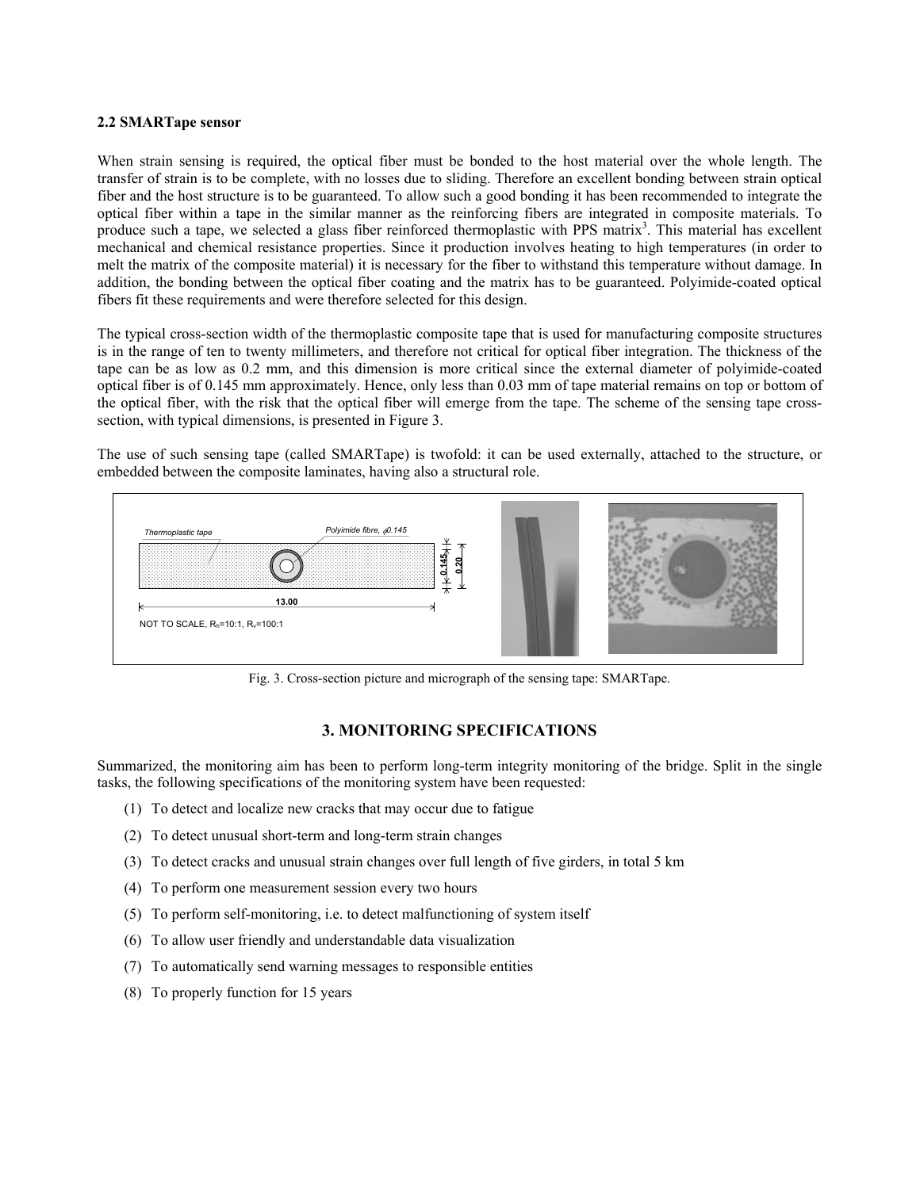**2.2 SMARTape sensor**

When strain sensing is required, the optical fiber must be bonded to the host material over the whole length. The transfer of strain is to be complete, with no losses due to sliding. Therefore an excellent bonding between strain optical fiber and the host structure is to be guaranteed. To allow such a good bonding it has been recommended to integrate the optical fiber within a tape in the similar manner as the reinforcing fibers are integrated in composite materials. To produce such a tape, we selected a glass fiber reinforced thermoplastic with PPS matrix[3]. This material has excellent mechanical and chemical resistance properties. Since it production involves heating to high temperatures (in order to melt the matrix of the composite material) it is necessary for the fiber to withstand this temperature without damage. In addition, the bonding between the optical fiber coating and the matrix has to be guaranteed. Polyimide-coated optical fibers fit these requirements and were therefore selected for this design.

The typical cross-section width of the thermoplastic composite tape that is used for manufacturing composite structures is in the range of ten to twenty millimeters, and therefore not critical for optical fiber integration. The thickness of the tape can be as low as 0.2 mm, and this dimension is more critical since the external diameter of polyimide-coated optical fiber is of 0.145 mm approximately. Hence, only less than 0.03 mm of tape material remains on top or bottom of the optical fiber, with the risk that the optical fiber will emerge from the tape. The scheme of the sensing tape cross-section, with typical dimensions, is presented in Figure 3.

The use of such sensing tape (called SMARTape) is twofold: it can be used externally, attached to the structure, or embedded between the composite laminates, having also a structural role.

Thermoplastic tape — Polyimide fibre, ϕ0.145 — 0.145 — 0.20 — 13.00

NOT TO SCALE, $R_h$=10:1, $R_v$=100:1

Fig. 3. Cross-section picture and micrograph of the sensing tape: SMARTape.

## 3. MONITORING SPECIFICATIONS

Summarized, the monitoring aim has been to perform long-term integrity monitoring of the bridge. Split in the single tasks, the following specifications of the monitoring system have been requested:

(1) To detect and localize new cracks that may occur due to fatigue

(2) To detect unusual short-term and long-term strain changes

(3) To detect cracks and unusual strain changes over full length of five girders, in total 5 km

(4) To perform one measurement session every two hours

(5) To perform self-monitoring, i.e. to detect malfunctioning of system itself

(6) To allow user friendly and understandable data visualization

(7) To automatically send warning messages to responsible entities

(8) To properly function for 15 years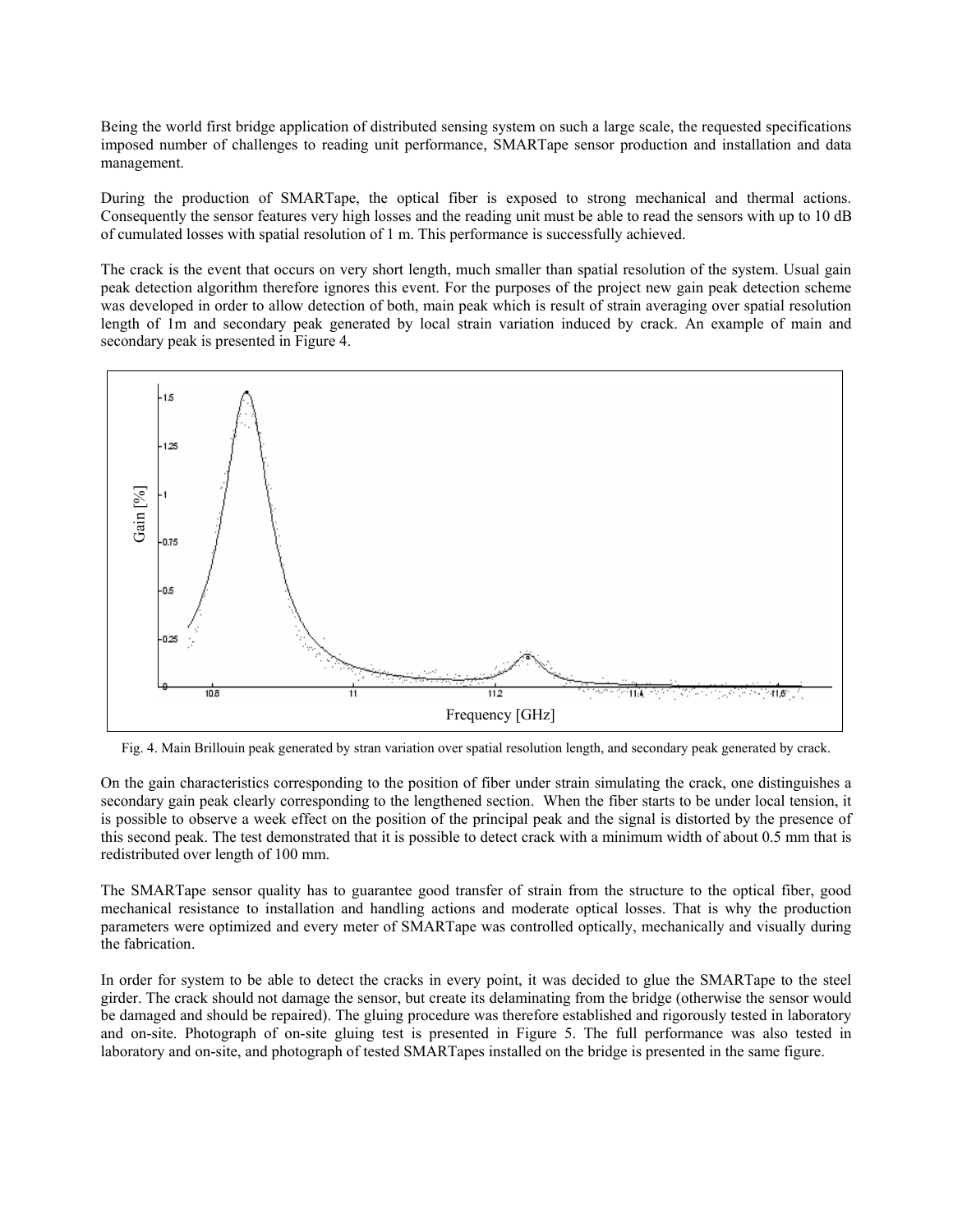Being the world first bridge application of distributed sensing system on such a large scale, the requested specifications imposed number of challenges to reading unit performance, SMARTape sensor production and installation and data management.

During the production of SMARTape, the optical fiber is exposed to strong mechanical and thermal actions. Consequently the sensor features very high losses and the reading unit must be able to read the sensors with up to 10 dB of cumulated losses with spatial resolution of 1 m. This performance is successfully achieved.

The crack is the event that occurs on very short length, much smaller than spatial resolution of the system. Usual gain peak detection algorithm therefore ignores this event. For the purposes of the project new gain peak detection scheme was developed in order to allow detection of both, main peak which is result of strain averaging over spatial resolution length of 1m and secondary peak generated by local strain variation induced by crack. An example of main and secondary peak is presented in Figure 4.

Fig. 4. Main Brillouin peak generated by stran variation over spatial resolution length, and secondary peak generated by crack.

On the gain characteristics corresponding to the position of fiber under strain simulating the crack, one distinguishes a secondary gain peak clearly corresponding to the lengthened section. When the fiber starts to be under local tension, it is possible to observe a week effect on the position of the principal peak and the signal is distorted by the presence of this second peak. The test demonstrated that it is possible to detect crack with a minimum width of about 0.5 mm that is redistributed over length of 100 mm.

The SMARTape sensor quality has to guarantee good transfer of strain from the structure to the optical fiber, good mechanical resistance to installation and handling actions and moderate optical losses. That is why the production parameters were optimized and every meter of SMARTape was controlled optically, mechanically and visually during the fabrication.

In order for system to be able to detect the cracks in every point, it was decided to glue the SMARTape to the steel girder. The crack should not damage the sensor, but create its delaminating from the bridge (otherwise the sensor would be damaged and should be repaired). The gluing procedure was therefore established and rigorously tested in laboratory and on-site. Photograph of on-site gluing test is presented in Figure 5. The full performance was also tested in laboratory and on-site, and photograph of tested SMARTapes installed on the bridge is presented in the same figure.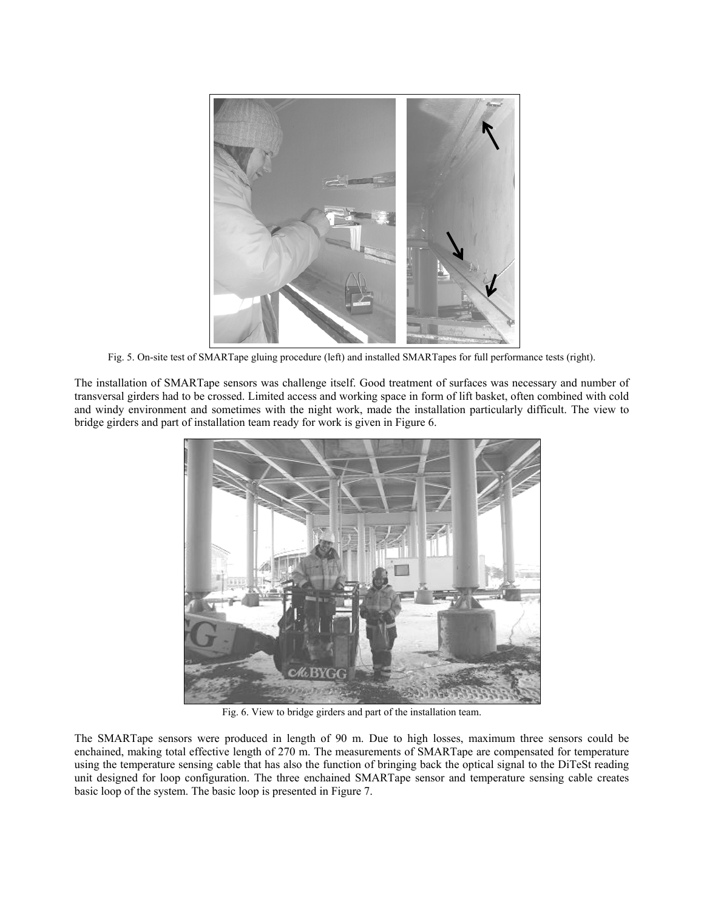Fig. 5. On-site test of SMARTape gluing procedure (left) and installed SMARTapes for full performance tests (right).

The installation of SMARTape sensors was challenge itself. Good treatment of surfaces was necessary and number of transversal girders had to be crossed. Limited access and working space in form of lift basket, often combined with cold and windy environment and sometimes with the night work, made the installation particularly difficult. The view to bridge girders and part of installation team ready for work is given in Figure 6.

Fig. 6. View to bridge girders and part of the installation team.

The SMARTape sensors were produced in length of 90 m. Due to high losses, maximum three sensors could be enchained, making total effective length of 270 m. The measurements of SMARTape are compensated for temperature using the temperature sensing cable that has also the function of bringing back the optical signal to the DiTeSt reading unit designed for loop configuration. The three enchained SMARTape sensor and temperature sensing cable creates basic loop of the system. The basic loop is presented in Figure 7.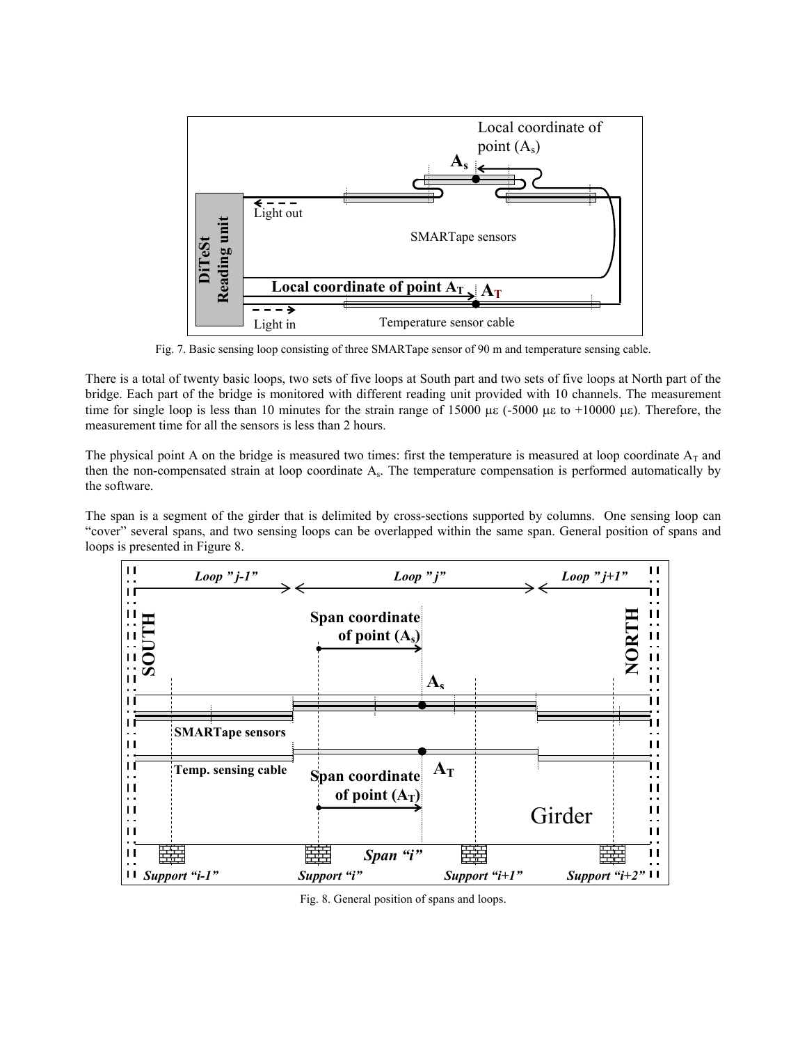Fig. 7. Basic sensing loop consisting of three SMARTape sensor of 90 m and temperature sensing cable.

There is a total of twenty basic loops, two sets of five loops at South part and two sets of five loops at North part of the bridge. Each part of the bridge is monitored with different reading unit provided with 10 channels. The measurement time for single loop is less than 10 minutes for the strain range of 15000 με (-5000 με to +10000 με). Therefore, the measurement time for all the sensors is less than 2 hours.

The physical point A on the bridge is measured two times: first the temperature is measured at loop coordinate $A_T$ and then the non-compensated strain at loop coordinate $A_s$. The temperature compensation is performed automatically by the software.

The span is a segment of the girder that is delimited by cross-sections supported by columns. One sensing loop can "cover" several spans, and two sensing loops can be overlapped within the same span. General position of spans and loops is presented in Figure 8.

Fig. 8. General position of spans and loops.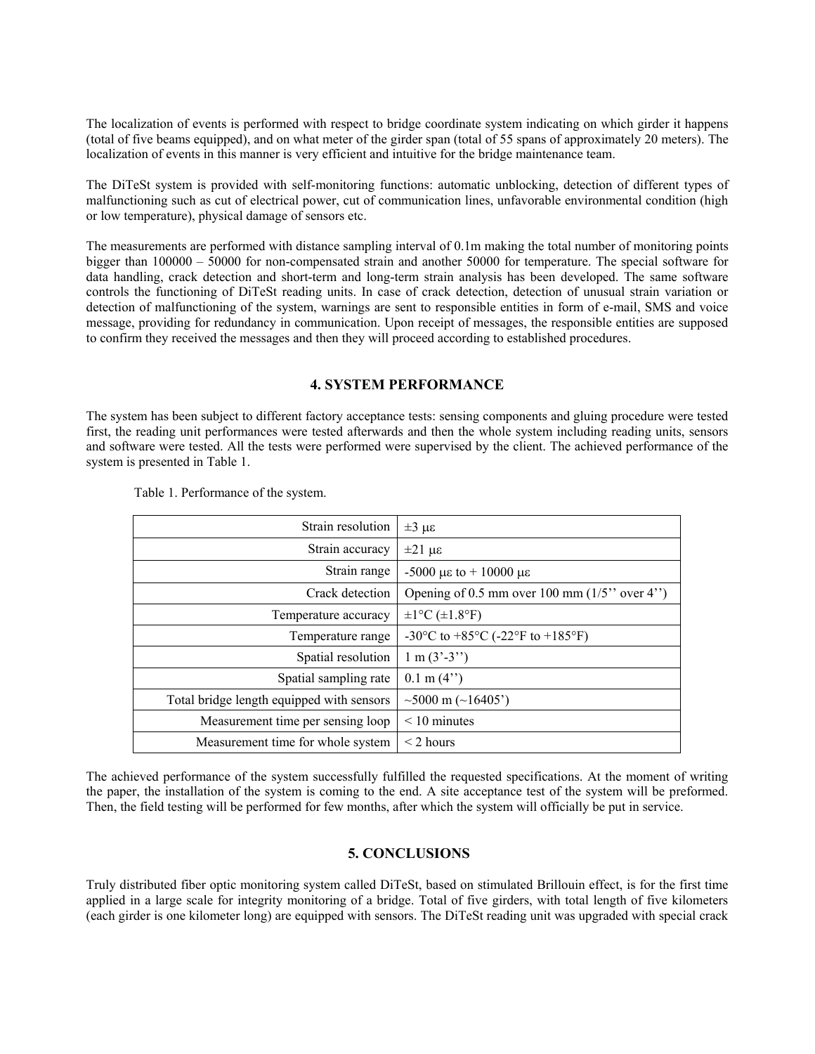The localization of events is performed with respect to bridge coordinate system indicating on which girder it happens (total of five beams equipped), and on what meter of the girder span (total of 55 spans of approximately 20 meters). The localization of events in this manner is very efficient and intuitive for the bridge maintenance team.

The DiTeSt system is provided with self-monitoring functions: automatic unblocking, detection of different types of malfunctioning such as cut of electrical power, cut of communication lines, unfavorable environmental condition (high or low temperature), physical damage of sensors etc.

The measurements are performed with distance sampling interval of 0.1m making the total number of monitoring points bigger than 100000 – 50000 for non-compensated strain and another 50000 for temperature. The special software for data handling, crack detection and short-term and long-term strain analysis has been developed. The same software controls the functioning of DiTeSt reading units. In case of crack detection, detection of unusual strain variation or detection of malfunctioning of the system, warnings are sent to responsible entities in form of e-mail, SMS and voice message, providing for redundancy in communication. Upon receipt of messages, the responsible entities are supposed to confirm they received the messages and then they will proceed according to established procedures.

## 4. SYSTEM PERFORMANCE

The system has been subject to different factory acceptance tests: sensing components and gluing procedure were tested first, the reading unit performances were tested afterwards and then the whole system including reading units, sensors and software were tested. All the tests were performed were supervised by the client. The achieved performance of the system is presented in Table 1.

Table 1. Performance of the system.

| | |
|---:|---|
| Strain resolution | ±3 με |
| Strain accuracy | ±21 με |
| Strain range | -5000 με to + 10000 με |
| Crack detection | Opening of 0.5 mm over 100 mm (1/5'' over 4'') |
| Temperature accuracy | ±1°C (±1.8°F) |
| Temperature range | -30°C to +85°C (-22°F to +185°F) |
| Spatial resolution | 1 m (3'-3'') |
| Spatial sampling rate | 0.1 m (4'') |
| Total bridge length equipped with sensors | ~5000 m (~16405') |
| Measurement time per sensing loop | < 10 minutes |
| Measurement time for whole system | < 2 hours |

The achieved performance of the system successfully fulfilled the requested specifications. At the moment of writing the paper, the installation of the system is coming to the end. A site acceptance test of the system will be preformed. Then, the field testing will be performed for few months, after which the system will officially be put in service.

## 5. CONCLUSIONS

Truly distributed fiber optic monitoring system called DiTeSt, based on stimulated Brillouin effect, is for the first time applied in a large scale for integrity monitoring of a bridge. Total of five girders, with total length of five kilometers (each girder is one kilometer long) are equipped with sensors. The DiTeSt reading unit was upgraded with special crack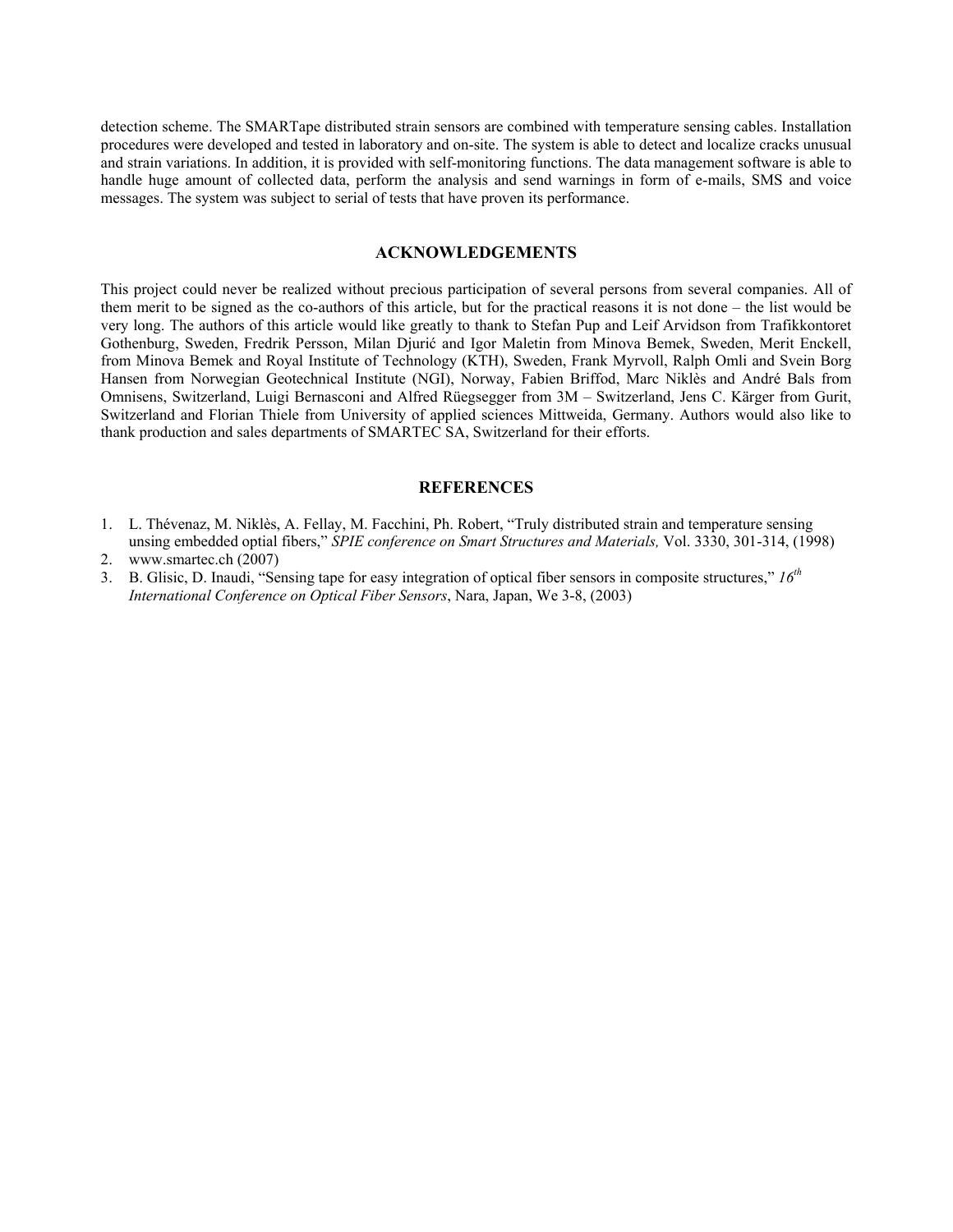detection scheme. The SMARTape distributed strain sensors are combined with temperature sensing cables. Installation procedures were developed and tested in laboratory and on-site. The system is able to detect and localize cracks unusual and strain variations. In addition, it is provided with self-monitoring functions. The data management software is able to handle huge amount of collected data, perform the analysis and send warnings in form of e-mails, SMS and voice messages. The system was subject to serial of tests that have proven its performance.

## ACKNOWLEDGEMENTS

This project could never be realized without precious participation of several persons from several companies. All of them merit to be signed as the co-authors of this article, but for the practical reasons it is not done – the list would be very long. The authors of this article would like greatly to thank to Stefan Pup and Leif Arvidson from Trafikkontoret Gothenburg, Sweden, Fredrik Persson, Milan Djurić and Igor Maletin from Minova Bemek, Sweden, Merit Enckell, from Minova Bemek and Royal Institute of Technology (KTH), Sweden, Frank Myrvoll, Ralph Omli and Svein Borg Hansen from Norwegian Geotechnical Institute (NGI), Norway, Fabien Briffod, Marc Niklès and André Bals from Omnisens, Switzerland, Luigi Bernasconi and Alfred Rüegsegger from 3M – Switzerland, Jens C. Kärger from Gurit, Switzerland and Florian Thiele from University of applied sciences Mittweida, Germany. Authors would also like to thank production and sales departments of SMARTEC SA, Switzerland for their efforts.

## REFERENCES

1. L. Thévenaz, M. Niklès, A. Fellay, M. Facchini, Ph. Robert, "Truly distributed strain and temperature sensing unsing embedded optial fibers," *SPIE conference on Smart Structures and Materials,* Vol. 3330, 301-314, (1998)
2. www.smartec.ch (2007)
3. B. Glisic, D. Inaudi, "Sensing tape for easy integration of optical fiber sensors in composite structures," *16th International Conference on Optical Fiber Sensors*, Nara, Japan, We 3-8, (2003)